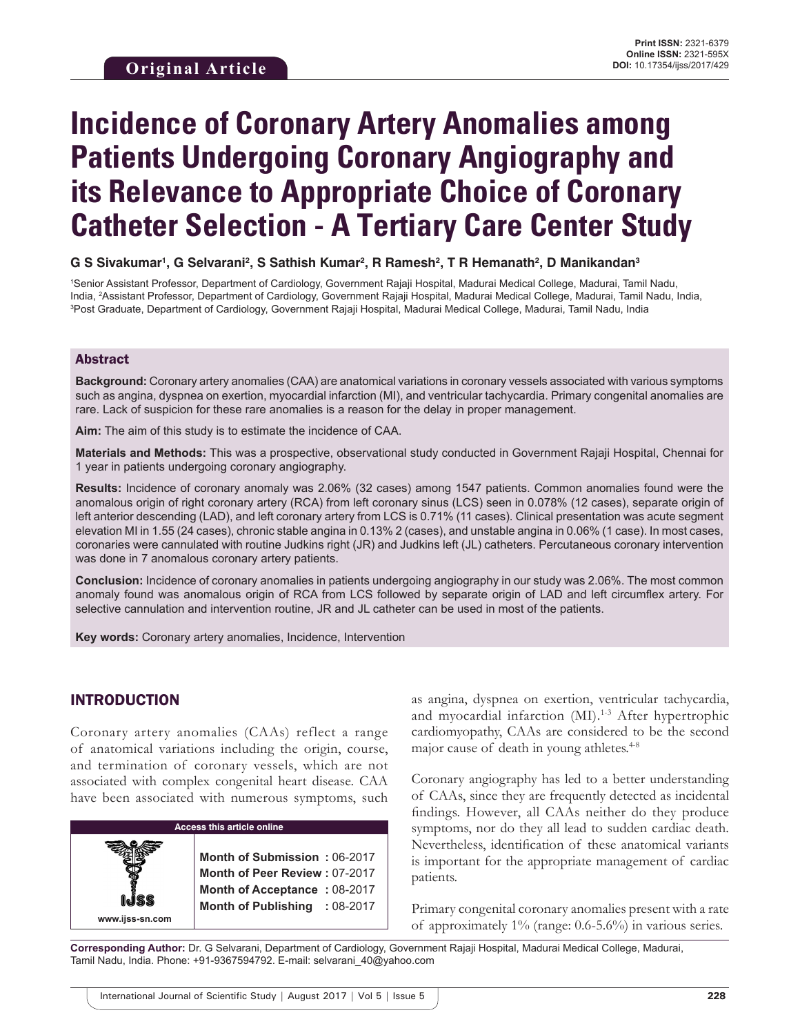**Original Article**

Print ISSN: 2321-6379
Online ISSN: 2321-595X
DOI: 10.17354/ijss/2017/429

# Incidence of Coronary Artery Anomalies among Patients Undergoing Coronary Angiography and its Relevance to Appropriate Choice of Coronary Catheter Selection - A Tertiary Care Center Study

**G S Sivakumar[1], G Selvarani[2], S Sathish Kumar[2], R Ramesh[2], T R Hemanath[2], D Manikandan[3]**

[1]Senior Assistant Professor, Department of Cardiology, Government Rajaji Hospital, Madurai Medical College, Madurai, Tamil Nadu, India, [2]Assistant Professor, Department of Cardiology, Government Rajaji Hospital, Madurai Medical College, Madurai, Tamil Nadu, India, [3]Post Graduate, Department of Cardiology, Government Rajaji Hospital, Madurai Medical College, Madurai, Tamil Nadu, India

## Abstract

**Background:** Coronary artery anomalies (CAA) are anatomical variations in coronary vessels associated with various symptoms such as angina, dyspnea on exertion, myocardial infarction (MI), and ventricular tachycardia. Primary congenital anomalies are rare. Lack of suspicion for these rare anomalies is a reason for the delay in proper management.

**Aim:** The aim of this study is to estimate the incidence of CAA.

**Materials and Methods:** This was a prospective, observational study conducted in Government Rajaji Hospital, Chennai for 1 year in patients undergoing coronary angiography.

**Results:** Incidence of coronary anomaly was 2.06% (32 cases) among 1547 patients. Common anomalies found were the anomalous origin of right coronary artery (RCA) from left coronary sinus (LCS) seen in 0.078% (12 cases), separate origin of left anterior descending (LAD), and left coronary artery from LCS is 0.71% (11 cases). Clinical presentation was acute segment elevation MI in 1.55 (24 cases), chronic stable angina in 0.13% 2 (cases), and unstable angina in 0.06% (1 case). In most cases, coronaries were cannulated with routine Judkins right (JR) and Judkins left (JL) catheters. Percutaneous coronary intervention was done in 7 anomalous coronary artery patients.

**Conclusion:** Incidence of coronary anomalies in patients undergoing angiography in our study was 2.06%. The most common anomaly found was anomalous origin of RCA from LCS followed by separate origin of LAD and left circumflex artery. For selective cannulation and intervention routine, JR and JL catheter can be used in most of the patients.

**Key words:** Coronary artery anomalies, Incidence, Intervention

## INTRODUCTION

Coronary artery anomalies (CAAs) reflect a range of anatomical variations including the origin, course, and termination of coronary vessels, which are not associated with complex congenital heart disease. CAA have been associated with numerous symptoms, such as angina, dyspnea on exertion, ventricular tachycardia, and myocardial infarction (MI).[1-3] After hypertrophic cardiomyopathy, CAAs are considered to be the second major cause of death in young athletes.[4-8]

Coronary angiography has led to a better understanding of CAAs, since they are frequently detected as incidental findings. However, all CAAs neither do they produce symptoms, nor do they all lead to sudden cardiac death. Nevertheless, identification of these anatomical variants is important for the appropriate management of cardiac patients.

Primary congenital coronary anomalies present with a rate of approximately 1% (range: 0.6-5.6%) in various series.

| Access this article online | |
|---|---|
| www.ijss-sn.com | **Month of Submission :** 06-2017<br>**Month of Peer Review :** 07-2017<br>**Month of Acceptance :** 08-2017<br>**Month of Publishing :** 08-2017 |

**Corresponding Author:** Dr. G Selvarani, Department of Cardiology, Government Rajaji Hospital, Madurai Medical College, Madurai, Tamil Nadu, India. Phone: +91-9367594792. E-mail: selvarani_40@yahoo.com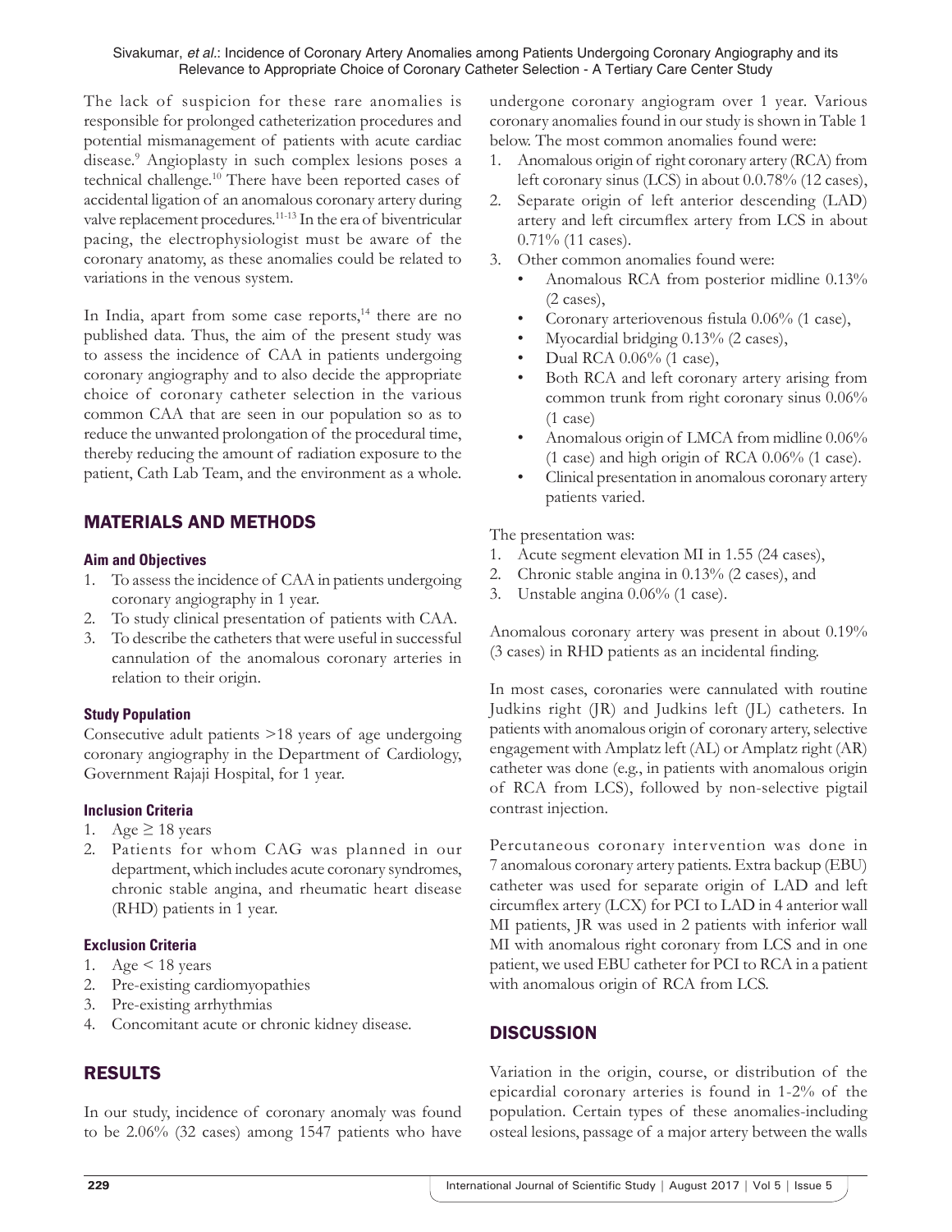The lack of suspicion for these rare anomalies is responsible for prolonged catheterization procedures and potential mismanagement of patients with acute cardiac disease.[9] Angioplasty in such complex lesions poses a technical challenge.[10] There have been reported cases of accidental ligation of an anomalous coronary artery during valve replacement procedures.[11-13] In the era of biventricular pacing, the electrophysiologist must be aware of the coronary anatomy, as these anomalies could be related to variations in the venous system.

In India, apart from some case reports,[14] there are no published data. Thus, the aim of the present study was to assess the incidence of CAA in patients undergoing coronary angiography and to also decide the appropriate choice of coronary catheter selection in the various common CAA that are seen in our population so as to reduce the unwanted prolongation of the procedural time, thereby reducing the amount of radiation exposure to the patient, Cath Lab Team, and the environment as a whole.

## MATERIALS AND METHODS

### Aim and Objectives

1. To assess the incidence of CAA in patients undergoing coronary angiography in 1 year.
2. To study clinical presentation of patients with CAA.
3. To describe the catheters that were useful in successful cannulation of the anomalous coronary arteries in relation to their origin.

### Study Population

Consecutive adult patients >18 years of age undergoing coronary angiography in the Department of Cardiology, Government Rajaji Hospital, for 1 year.

### Inclusion Criteria

1. Age ≥ 18 years
2. Patients for whom CAG was planned in our department, which includes acute coronary syndromes, chronic stable angina, and rheumatic heart disease (RHD) patients in 1 year.

### Exclusion Criteria

1. Age < 18 years
2. Pre-existing cardiomyopathies
3. Pre-existing arrhythmias
4. Concomitant acute or chronic kidney disease.

## RESULTS

In our study, incidence of coronary anomaly was found to be 2.06% (32 cases) among 1547 patients who have undergone coronary angiogram over 1 year. Various coronary anomalies found in our study is shown in Table 1 below. The most common anomalies found were:

1. Anomalous origin of right coronary artery (RCA) from left coronary sinus (LCS) in about 0.0.78% (12 cases),
2. Separate origin of left anterior descending (LAD) artery and left circumflex artery from LCS in about 0.71% (11 cases).
3. Other common anomalies found were:
   - Anomalous RCA from posterior midline 0.13% (2 cases),
   - Coronary arteriovenous fistula 0.06% (1 case),
   - Myocardial bridging 0.13% (2 cases),
   - Dual RCA 0.06% (1 case),
   - Both RCA and left coronary artery arising from common trunk from right coronary sinus 0.06% (1 case)
   - Anomalous origin of LMCA from midline 0.06% (1 case) and high origin of RCA 0.06% (1 case).
   - Clinical presentation in anomalous coronary artery patients varied.

The presentation was:

1. Acute segment elevation MI in 1.55 (24 cases),
2. Chronic stable angina in 0.13% (2 cases), and
3. Unstable angina 0.06% (1 case).

Anomalous coronary artery was present in about 0.19% (3 cases) in RHD patients as an incidental finding.

In most cases, coronaries were cannulated with routine Judkins right (JR) and Judkins left (JL) catheters. In patients with anomalous origin of coronary artery, selective engagement with Amplatz left (AL) or Amplatz right (AR) catheter was done (e.g., in patients with anomalous origin of RCA from LCS), followed by non-selective pigtail contrast injection.

Percutaneous coronary intervention was done in 7 anomalous coronary artery patients. Extra backup (EBU) catheter was used for separate origin of LAD and left circumflex artery (LCX) for PCI to LAD in 4 anterior wall MI patients, JR was used in 2 patients with inferior wall MI with anomalous right coronary from LCS and in one patient, we used EBU catheter for PCI to RCA in a patient with anomalous origin of RCA from LCS.

## DISCUSSION

Variation in the origin, course, or distribution of the epicardial coronary arteries is found in 1-2% of the population. Certain types of these anomalies-including osteal lesions, passage of a major artery between the walls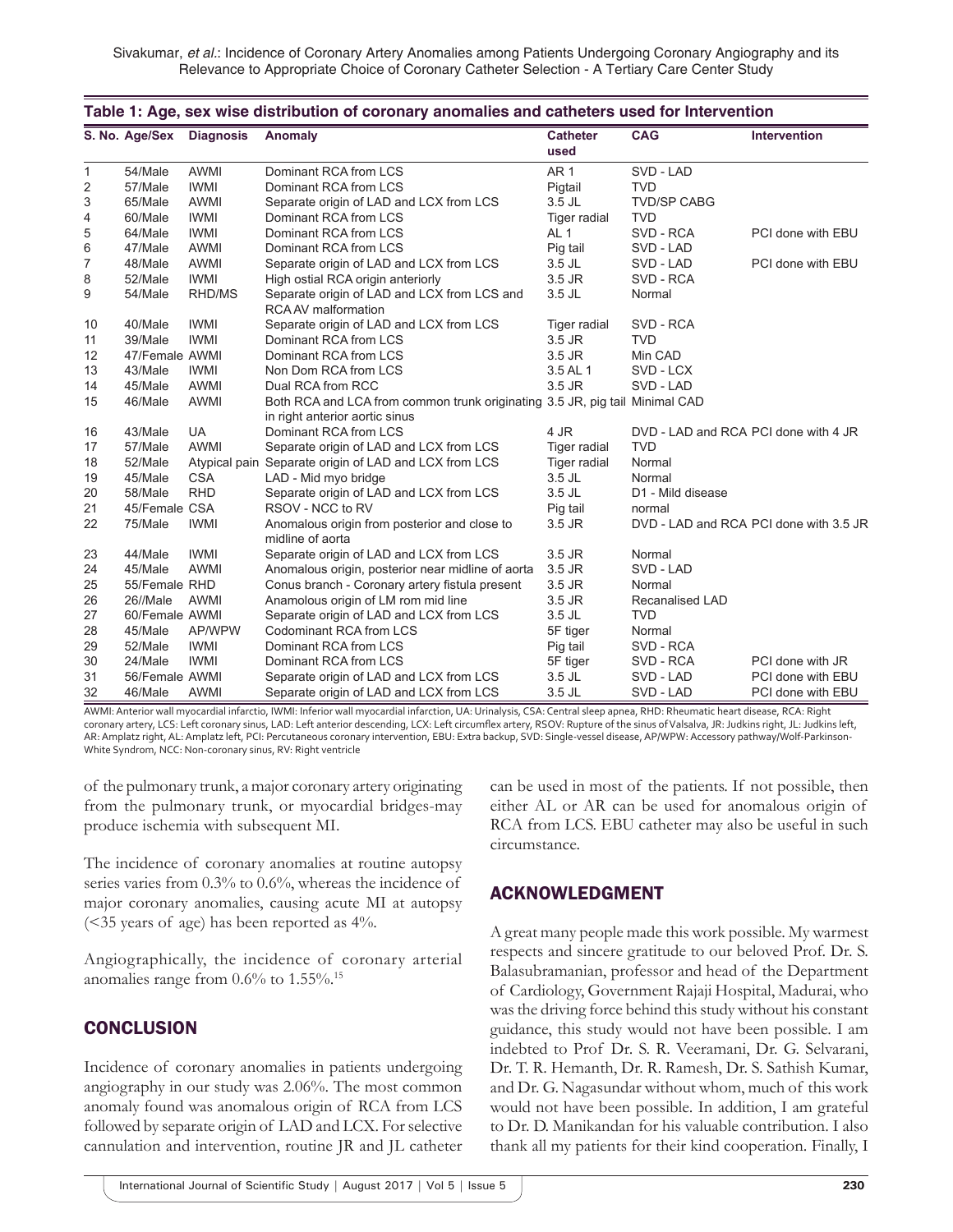**Table 1: Age, sex wise distribution of coronary anomalies and catheters used for Intervention**

| S. No. | Age/Sex | Diagnosis | Anomaly | Catheter used | CAG | Intervention |
|---|---|---|---|---|---|---|
| 1 | 54/Male | AWMI | Dominant RCA from LCS | AR 1 | SVD - LAD | |
| 2 | 57/Male | IWMI | Dominant RCA from LCS | Pigtail | TVD | |
| 3 | 65/Male | AWMI | Separate origin of LAD and LCX from LCS | 3.5 JL | TVD/SP CABG | |
| 4 | 60/Male | IWMI | Dominant RCA from LCS | Tiger radial | TVD | |
| 5 | 64/Male | IWMI | Dominant RCA from LCS | AL 1 | SVD - RCA | PCI done with EBU |
| 6 | 47/Male | AWMI | Dominant RCA from LCS | Pig tail | SVD - LAD | |
| 7 | 48/Male | AWMI | Separate origin of LAD and LCX from LCS | 3.5 JL | SVD - LAD | PCI done with EBU |
| 8 | 52/Male | IWMI | High ostial RCA origin anteriorly | 3.5 JR | SVD - RCA | |
| 9 | 54/Male | RHD/MS | Separate origin of LAD and LCX from LCS and RCA AV malformation | 3.5 JL | Normal | |
| 10 | 40/Male | IWMI | Separate origin of LAD and LCX from LCS | Tiger radial | SVD - RCA | |
| 11 | 39/Male | IWMI | Dominant RCA from LCS | 3.5 JR | TVD | |
| 12 | 47/Female | AWMI | Dominant RCA from LCS | 3.5 JR | Min CAD | |
| 13 | 43/Male | IWMI | Non Dom RCA from LCS | 3.5 AL 1 | SVD - LCX | |
| 14 | 45/Male | AWMI | Dual RCA from RCC | 3.5 JR | SVD - LAD | |
| 15 | 46/Male | AWMI | Both RCA and LCA from common trunk originating in right anterior aortic sinus | 3.5 JR, pig tail | Minimal CAD | |
| 16 | 43/Male | UA | Dominant RCA from LCS | 4 JR | DVD - LAD and RCA | PCI done with 4 JR |
| 17 | 57/Male | AWMI | Separate origin of LAD and LCX from LCS | Tiger radial | TVD | |
| 18 | 52/Male | Atypical pain | Separate origin of LAD and LCX from LCS | Tiger radial | Normal | |
| 19 | 45/Male | CSA | LAD - Mid myo bridge | 3.5 JL | Normal | |
| 20 | 58/Male | RHD | Separate origin of LAD and LCX from LCS | 3.5 JL | D1 - Mild disease | |
| 21 | 45/Female | CSA | RSOV - NCC to RV | Pig tail | normal | |
| 22 | 75/Male | IWMI | Anomalous origin from posterior and close to midline of aorta | 3.5 JR | DVD - LAD and RCA | PCI done with 3.5 JR |
| 23 | 44/Male | IWMI | Separate origin of LAD and LCX from LCS | 3.5 JR | Normal | |
| 24 | 45/Male | AWMI | Anomalous origin, posterior near midline of aorta | 3.5 JR | SVD - LAD | |
| 25 | 55/Female | RHD | Conus branch - Coronary artery fistula present | 3.5 JR | Normal | |
| 26 | 26//Male | AWMI | Anamolous origin of LM rom mid line | 3.5 JR | Recanalised LAD | |
| 27 | 60/Female | AWMI | Separate origin of LAD and LCX from LCS | 3.5 JL | TVD | |
| 28 | 45/Male | AP/WPW | Codominant RCA from LCS | 5F tiger | Normal | |
| 29 | 52/Male | IWMI | Dominant RCA from LCS | Pig tail | SVD - RCA | |
| 30 | 24/Male | IWMI | Dominant RCA from LCS | 5F tiger | SVD - RCA | PCI done with JR |
| 31 | 56/Female | AWMI | Separate origin of LAD and LCX from LCS | 3.5 JL | SVD - LAD | PCI done with EBU |
| 32 | 46/Male | AWMI | Separate origin of LAD and LCX from LCS | 3.5 JL | SVD - LAD | PCI done with EBU |

AWMI: Anterior wall myocardial infarctio, IWMI: Inferior wall myocardial infarction, UA: Urinalysis, CSA: Central sleep apnea, RHD: Rheumatic heart disease, RCA: Right coronary artery, LCS: Left coronary sinus, LAD: Left anterior descending, LCX: Left circumflex artery, RSOV: Rupture of the sinus of Valsalva, JR: Judkins right, JL: Judkins left, AR: Amplatz right, AL: Amplatz left, PCI: Percutaneous coronary intervention, EBU: Extra backup, SVD: Single-vessel disease, AP/WPW: Accessory pathway/Wolf-Parkinson-White Syndrom, NCC: Non-coronary sinus, RV: Right ventricle

of the pulmonary trunk, a major coronary artery originating from the pulmonary trunk, or myocardial bridges-may produce ischemia with subsequent MI.

The incidence of coronary anomalies at routine autopsy series varies from 0.3% to 0.6%, whereas the incidence of major coronary anomalies, causing acute MI at autopsy (<35 years of age) has been reported as 4%.

Angiographically, the incidence of coronary arterial anomalies range from 0.6% to 1.55%.[15]

## CONCLUSION

Incidence of coronary anomalies in patients undergoing angiography in our study was 2.06%. The most common anomaly found was anomalous origin of RCA from LCS followed by separate origin of LAD and LCX. For selective cannulation and intervention, routine JR and JL catheter can be used in most of the patients. If not possible, then either AL or AR can be used for anomalous origin of RCA from LCS. EBU catheter may also be useful in such circumstance.

## ACKNOWLEDGMENT

A great many people made this work possible. My warmest respects and sincere gratitude to our beloved Prof. Dr. S. Balasubramanian, professor and head of the Department of Cardiology, Government Rajaji Hospital, Madurai, who was the driving force behind this study without his constant guidance, this study would not have been possible. I am indebted to Prof Dr. S. R. Veeramani, Dr. G. Selvarani, Dr. T. R. Hemanth, Dr. R. Ramesh, Dr. S. Sathish Kumar, and Dr. G. Nagasundar without whom, much of this work would not have been possible. In addition, I am grateful to Dr. D. Manikandan for his valuable contribution. I also thank all my patients for their kind cooperation. Finally, I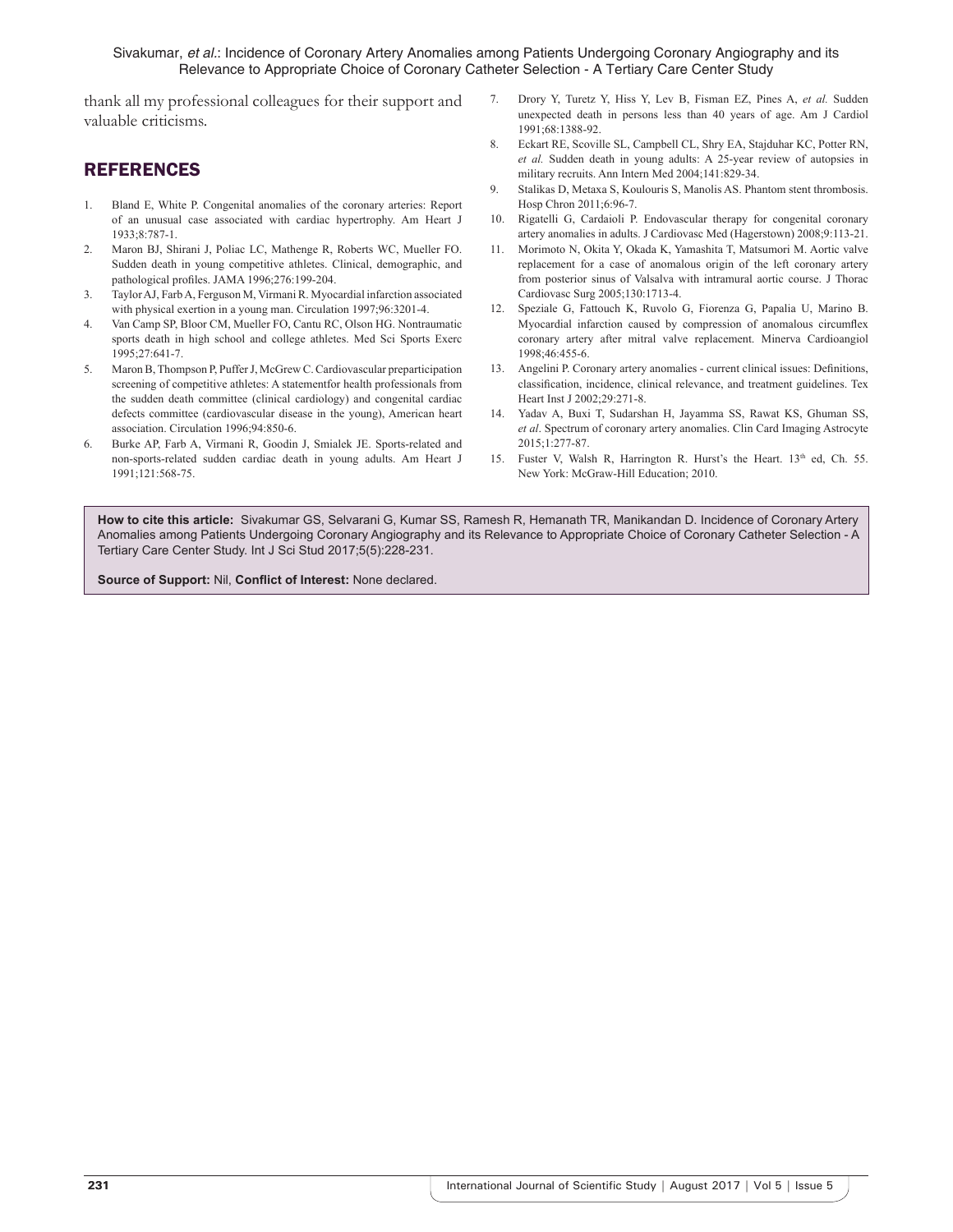thank all my professional colleagues for their support and valuable criticisms.

## REFERENCES

1. Bland E, White P. Congenital anomalies of the coronary arteries: Report of an unusual case associated with cardiac hypertrophy. Am Heart J 1933;8:787-1.
2. Maron BJ, Shirani J, Poliac LC, Mathenge R, Roberts WC, Mueller FO. Sudden death in young competitive athletes. Clinical, demographic, and pathological profiles. JAMA 1996;276:199-204.
3. Taylor AJ, Farb A, Ferguson M, Virmani R. Myocardial infarction associated with physical exertion in a young man. Circulation 1997;96:3201-4.
4. Van Camp SP, Bloor CM, Mueller FO, Cantu RC, Olson HG. Nontraumatic sports death in high school and college athletes. Med Sci Sports Exerc 1995;27:641-7.
5. Maron B, Thompson P, Puffer J, McGrew C. Cardiovascular preparticipation screening of competitive athletes: A statementfor health professionals from the sudden death committee (clinical cardiology) and congenital cardiac defects committee (cardiovascular disease in the young), American heart association. Circulation 1996;94:850-6.
6. Burke AP, Farb A, Virmani R, Goodin J, Smialek JE. Sports-related and non-sports-related sudden cardiac death in young adults. Am Heart J 1991;121:568-75.
7. Drory Y, Turetz Y, Hiss Y, Lev B, Fisman EZ, Pines A, *et al.* Sudden unexpected death in persons less than 40 years of age. Am J Cardiol 1991;68:1388-92.
8. Eckart RE, Scoville SL, Campbell CL, Shry EA, Stajduhar KC, Potter RN, *et al.* Sudden death in young adults: A 25-year review of autopsies in military recruits. Ann Intern Med 2004;141:829-34.
9. Stalikas D, Metaxa S, Koulouris S, Manolis AS. Phantom stent thrombosis. Hosp Chron 2011;6:96-7.
10. Rigatelli G, Cardaioli P. Endovascular therapy for congenital coronary artery anomalies in adults. J Cardiovasc Med (Hagerstown) 2008;9:113-21.
11. Morimoto N, Okita Y, Okada K, Yamashita T, Matsumori M. Aortic valve replacement for a case of anomalous origin of the left coronary artery from posterior sinus of Valsalva with intramural aortic course. J Thorac Cardiovasc Surg 2005;130:1713-4.
12. Speziale G, Fattouch K, Ruvolo G, Fiorenza G, Papalia U, Marino B. Myocardial infarction caused by compression of anomalous circumflex coronary artery after mitral valve replacement. Minerva Cardioangiol 1998;46:455-6.
13. Angelini P. Coronary artery anomalies - current clinical issues: Definitions, classification, incidence, clinical relevance, and treatment guidelines. Tex Heart Inst J 2002;29:271-8.
14. Yadav A, Buxi T, Sudarshan H, Jayamma SS, Rawat KS, Ghuman SS, *et al*. Spectrum of coronary artery anomalies. Clin Card Imaging Astrocyte 2015;1:277-87.
15. Fuster V, Walsh R, Harrington R. Hurst's the Heart. 13th ed, Ch. 55. New York: McGraw-Hill Education; 2010.

**How to cite this article:** Sivakumar GS, Selvarani G, Kumar SS, Ramesh R, Hemanath TR, Manikandan D. Incidence of Coronary Artery Anomalies among Patients Undergoing Coronary Angiography and its Relevance to Appropriate Choice of Coronary Catheter Selection - A Tertiary Care Center Study. Int J Sci Stud 2017;5(5):228-231.

**Source of Support:** Nil, **Conflict of Interest:** None declared.